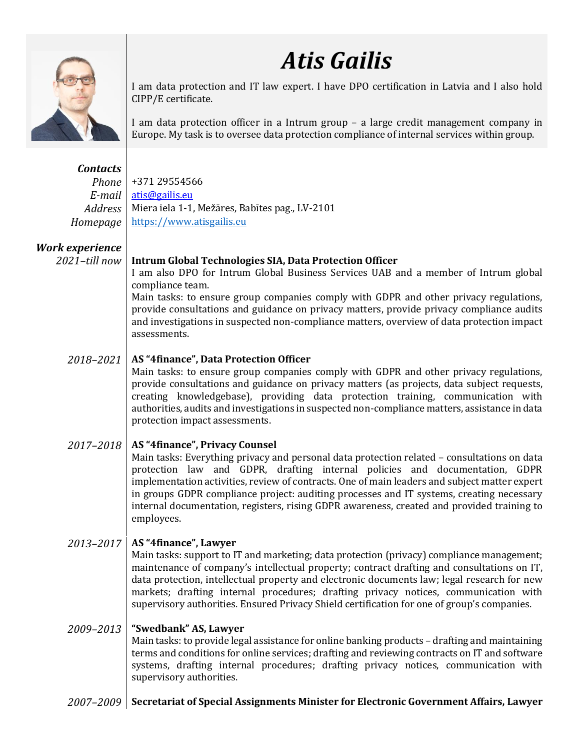# *Atis Gailis*

I am data protection and IT law expert. I have DPO certification in Latvia and I also hold CIPP/E certificate.

I am data protection officer in a Intrum group – a large credit management company in Europe. My task is to oversee data protection compliance of internal services within group.

## *Contacts*

*Phone* +371 29554566

*E-mail* [atis@gailis.eu](mailto:atis@gailis.eu)

*Address* Miera iela 1-1, Mežāres, Babītes pag., LV-2101

*Homepage* [https://www.atisgailis.eu](https://www.atisgailis.eu)

## *Work experience*

*2021–till now* **Intrum Global Technologies SIA, Data Protection Officer**

I am also DPO for Intrum Global Business Services UAB and a member of Intrum global compliance team.
Main tasks: to ensure group companies comply with GDPR and other privacy regulations, provide consultations and guidance on privacy matters, provide privacy compliance audits and investigations in suspected non-compliance matters, overview of data protection impact assessments.

*2018–2021* **AS "4finance", Data Protection Officer**

Main tasks: to ensure group companies comply with GDPR and other privacy regulations, provide consultations and guidance on privacy matters (as projects, data subject requests, creating knowledgebase), providing data protection training, communication with authorities, audits and investigations in suspected non-compliance matters, assistance in data protection impact assessments.

*2017–2018* **AS "4finance", Privacy Counsel**

Main tasks: Everything privacy and personal data protection related – consultations on data protection law and GDPR, drafting internal policies and documentation, GDPR implementation activities, review of contracts. One of main leaders and subject matter expert in groups GDPR compliance project: auditing processes and IT systems, creating necessary internal documentation, registers, rising GDPR awareness, created and provided training to employees.

*2013–2017* **AS "4finance", Lawyer**

Main tasks: support to IT and marketing; data protection (privacy) compliance management; maintenance of company's intellectual property; contract drafting and consultations on IT, data protection, intellectual property and electronic documents law; legal research for new markets; drafting internal procedures; drafting privacy notices, communication with supervisory authorities. Ensured Privacy Shield certification for one of group's companies.

*2009–2013* **"Swedbank" AS, Lawyer**

Main tasks: to provide legal assistance for online banking products – drafting and maintaining terms and conditions for online services; drafting and reviewing contracts on IT and software systems, drafting internal procedures; drafting privacy notices, communication with supervisory authorities.

*2007–2009* **Secretariat of Special Assignments Minister for Electronic Government Affairs, Lawyer**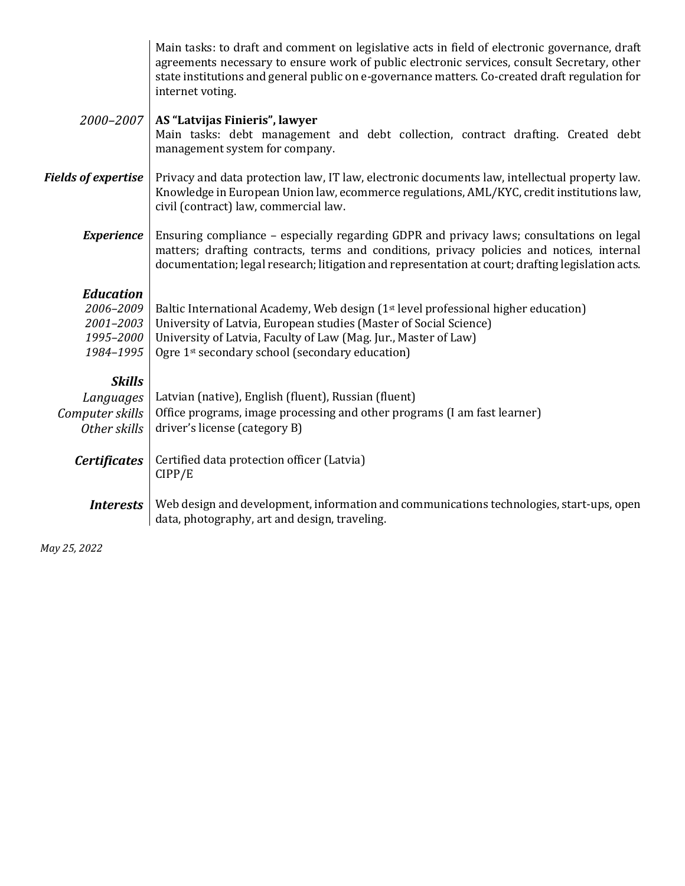Main tasks: to draft and comment on legislative acts in field of electronic governance, draft agreements necessary to ensure work of public electronic services, consult Secretary, other state institutions and general public on e-governance matters. Co-created draft regulation for internet voting.

*2000–2007* **AS "Latvijas Finieris", lawyer**
Main tasks: debt management and debt collection, contract drafting. Created debt management system for company.

***Fields of expertise*** Privacy and data protection law, IT law, electronic documents law, intellectual property law. Knowledge in European Union law, ecommerce regulations, AML/KYC, credit institutions law, civil (contract) law, commercial law.

***Experience*** Ensuring compliance – especially regarding GDPR and privacy laws; consultations on legal matters; drafting contracts, terms and conditions, privacy policies and notices, internal documentation; legal research; litigation and representation at court; drafting legislation acts.

***Education***

*2006–2009* Baltic International Academy, Web design (1st level professional higher education)
*2001–2003* University of Latvia, European studies (Master of Social Science)
*1995–2000* University of Latvia, Faculty of Law (Mag. Jur., Master of Law)
*1984–1995* Ogre 1st secondary school (secondary education)

***Skills***

*Languages* Latvian (native), English (fluent), Russian (fluent)
*Computer skills* Office programs, image processing and other programs (I am fast learner)
*Other skills* driver's license (category B)

***Certificates*** Certified data protection officer (Latvia)
CIPP/E

***Interests*** Web design and development, information and communications technologies, start-ups, open data, photography, art and design, traveling.

*May 25, 2022*